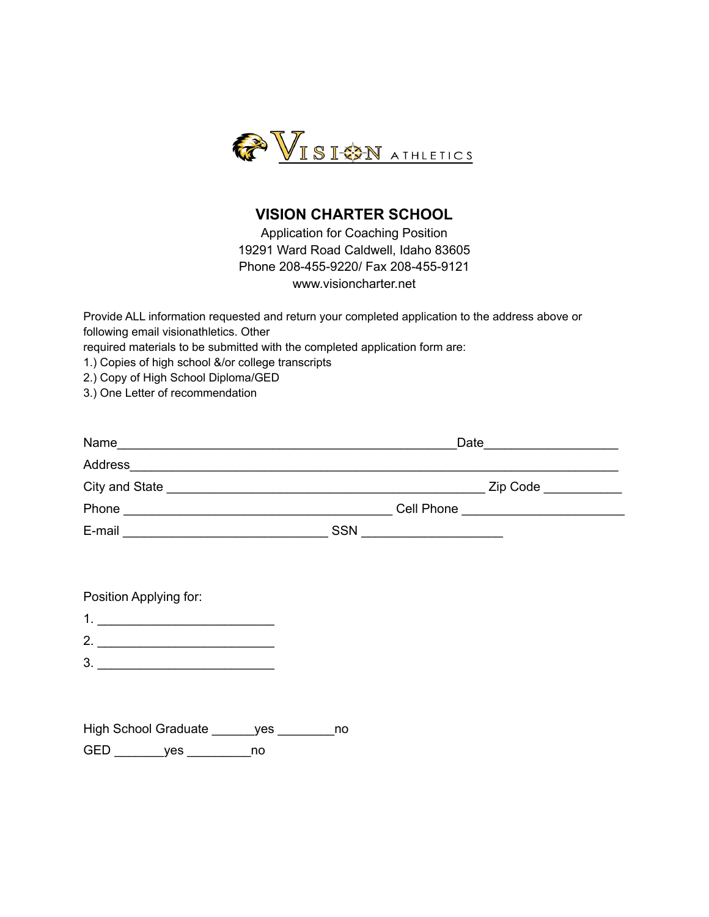VISION ATHLETICS

# VISION CHARTER SCHOOL

Application for Coaching Position
19291 Ward Road Caldwell, Idaho 83605
Phone 208-455-9220/ Fax 208-455-9121
www.visioncharter.net

Provide ALL information requested and return your completed application to the address above or following email visionathletics. Other
required materials to be submitted with the completed application form are:
1.) Copies of high school &/or college transcripts
2.) Copy of High School Diploma/GED
3.) One Letter of recommendation

Name________________________________________________Date__________________

Address_____________________________________________________________________

City and State _____________________________________________ Zip Code ___________

Phone ______________________________________ Cell Phone _______________________

E-mail _____________________________ SSN ___________________

Position Applying for:

1. _________________________

2. _________________________

3. _________________________

High School Graduate ______yes ________no

GED _______yes _________no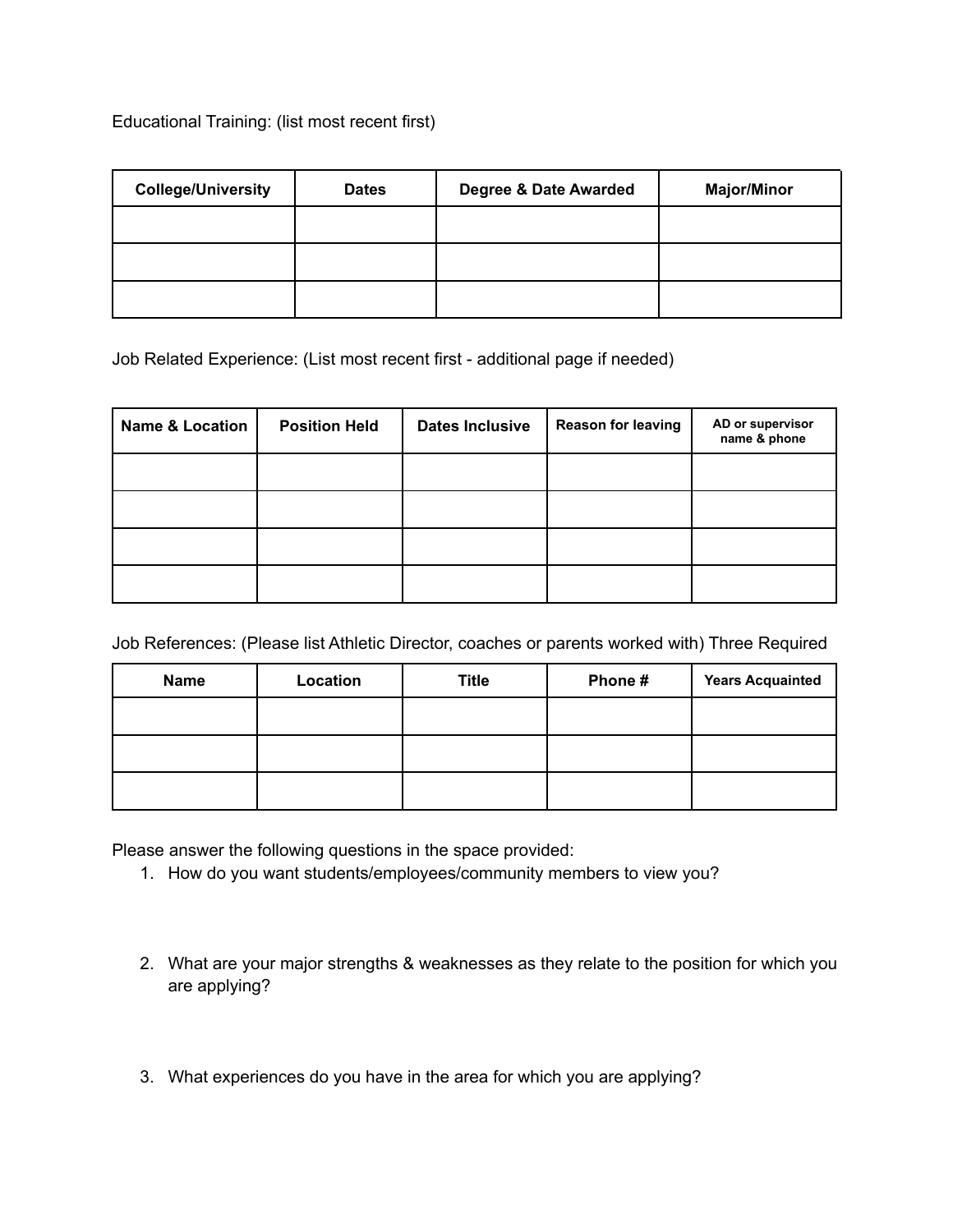Educational Training: (list most recent first)

| College/University | Dates | Degree & Date Awarded | Major/Minor |
| --- | --- | --- | --- |
| | | | |
| | | | |
| | | | |

Job Related Experience: (List most recent first - additional page if needed)

| Name & Location | Position Held | Dates Inclusive | Reason for leaving | AD or supervisor name & phone |
| --- | --- | --- | --- | --- |
| | | | | |
| | | | | |
| | | | | |
| | | | | |

Job References: (Please list Athletic Director, coaches or parents worked with) Three Required

| Name | Location | Title | Phone # | Years Acquainted |
| --- | --- | --- | --- | --- |
| | | | | |
| | | | | |
| | | | | |

Please answer the following questions in the space provided:

1. How do you want students/employees/community members to view you?

2. What are your major strengths & weaknesses as they relate to the position for which you are applying?

3. What experiences do you have in the area for which you are applying?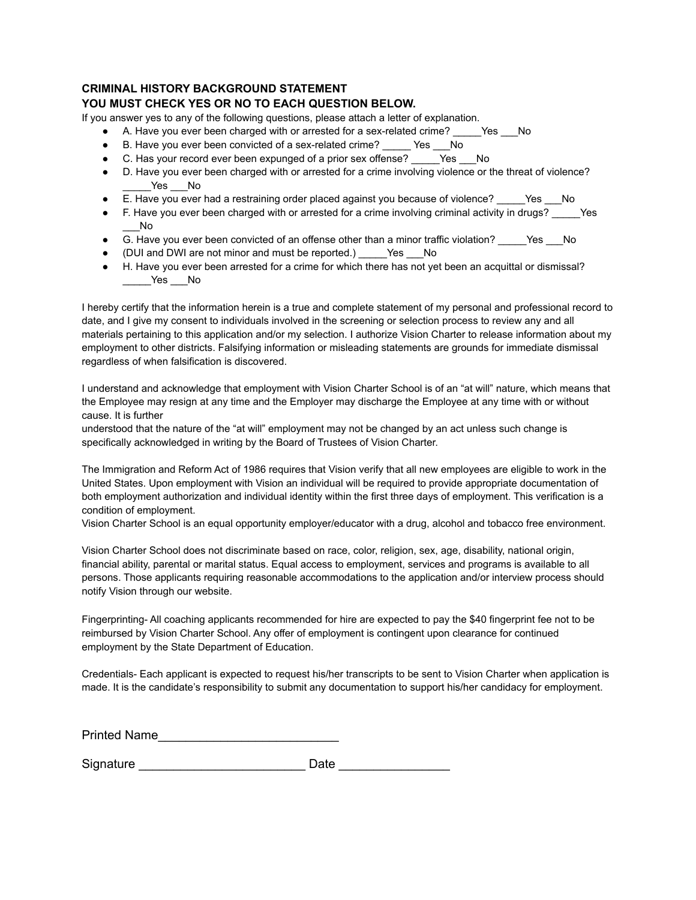**CRIMINAL HISTORY BACKGROUND STATEMENT**
**YOU MUST CHECK YES OR NO TO EACH QUESTION BELOW.**

If you answer yes to any of the following questions, please attach a letter of explanation.

- A. Have you ever been charged with or arrested for a sex-related crime? _____Yes ___No
- B. Have you ever been convicted of a sex-related crime? _____ Yes ___No
- C. Has your record ever been expunged of a prior sex offense? _____Yes ___No
- D. Have you ever been charged with or arrested for a crime involving violence or the threat of violence? _____Yes ___No
- E. Have you ever had a restraining order placed against you because of violence? _____Yes ___No
- F. Have you ever been charged with or arrested for a crime involving criminal activity in drugs? _____Yes ___No
- G. Have you ever been convicted of an offense other than a minor traffic violation? _____Yes ___No
- (DUI and DWI are not minor and must be reported.) _____Yes ___No
- H. Have you ever been arrested for a crime for which there has not yet been an acquittal or dismissal? _____Yes ___No

I hereby certify that the information herein is a true and complete statement of my personal and professional record to date, and I give my consent to individuals involved in the screening or selection process to review any and all materials pertaining to this application and/or my selection. I authorize Vision Charter to release information about my employment to other districts. Falsifying information or misleading statements are grounds for immediate dismissal regardless of when falsification is discovered.

I understand and acknowledge that employment with Vision Charter School is of an "at will" nature, which means that the Employee may resign at any time and the Employer may discharge the Employee at any time with or without cause. It is further
understood that the nature of the "at will" employment may not be changed by an act unless such change is specifically acknowledged in writing by the Board of Trustees of Vision Charter.

The Immigration and Reform Act of 1986 requires that Vision verify that all new employees are eligible to work in the United States. Upon employment with Vision an individual will be required to provide appropriate documentation of both employment authorization and individual identity within the first three days of employment. This verification is a condition of employment.
Vision Charter School is an equal opportunity employer/educator with a drug, alcohol and tobacco free environment.

Vision Charter School does not discriminate based on race, color, religion, sex, age, disability, national origin, financial ability, parental or marital status. Equal access to employment, services and programs is available to all persons. Those applicants requiring reasonable accommodations to the application and/or interview process should notify Vision through our website.

Fingerprinting- All coaching applicants recommended for hire are expected to pay the $40 fingerprint fee not to be reimbursed by Vision Charter School. Any offer of employment is contingent upon clearance for continued employment by the State Department of Education.

Credentials- Each applicant is expected to request his/her transcripts to be sent to Vision Charter when application is made. It is the candidate's responsibility to submit any documentation to support his/her candidacy for employment.

Printed Name__________________________

Signature ________________________ Date ________________